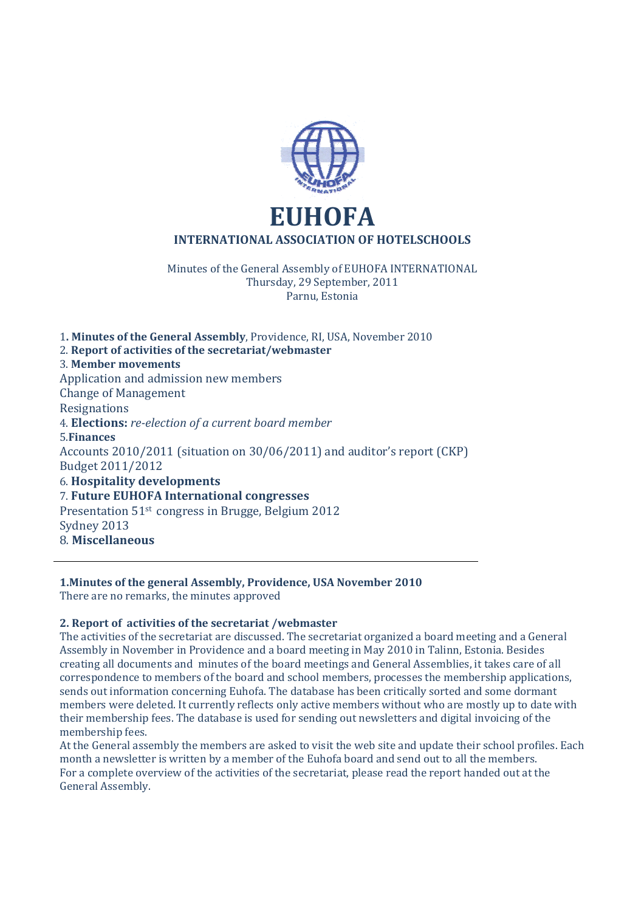# EUHOFA

## INTERNATIONAL ASSOCIATION OF HOTELSCHOOLS

Minutes of the General Assembly of EUHOFA INTERNATIONAL
Thursday, 29 September, 2011
Parnu, Estonia

1. **Minutes of the General Assembly**, Providence, RI, USA, November 2010
2. **Report of activities of the secretariat/webmaster**
3. **Member movements**
Application and admission new members
Change of Management
Resignations
4. **Elections:** *re-election of a current board member*
5. **Finances**
Accounts 2010/2011 (situation on 30/06/2011) and auditor's report (CKP)
Budget 2011/2012
6. **Hospitality developments**
7. **Future EUHOFA International congresses**
Presentation 51st congress in Brugge, Belgium 2012
Sydney 2013
8. **Miscellaneous**

---

**1.Minutes of the general Assembly, Providence, USA November 2010**
There are no remarks, the minutes approved

**2. Report of activities of the secretariat /webmaster**
The activities of the secretariat are discussed. The secretariat organized a board meeting and a General Assembly in November in Providence and a board meeting in May 2010 in Talinn, Estonia. Besides creating all documents and minutes of the board meetings and General Assemblies, it takes care of all correspondence to members of the board and school members, processes the membership applications, sends out information concerning Euhofa. The database has been critically sorted and some dormant members were deleted. It currently reflects only active members without who are mostly up to date with their membership fees. The database is used for sending out newsletters and digital invoicing of the membership fees.
At the General assembly the members are asked to visit the web site and update their school profiles. Each month a newsletter is written by a member of the Euhofa board and send out to all the members.
For a complete overview of the activities of the secretariat, please read the report handed out at the General Assembly.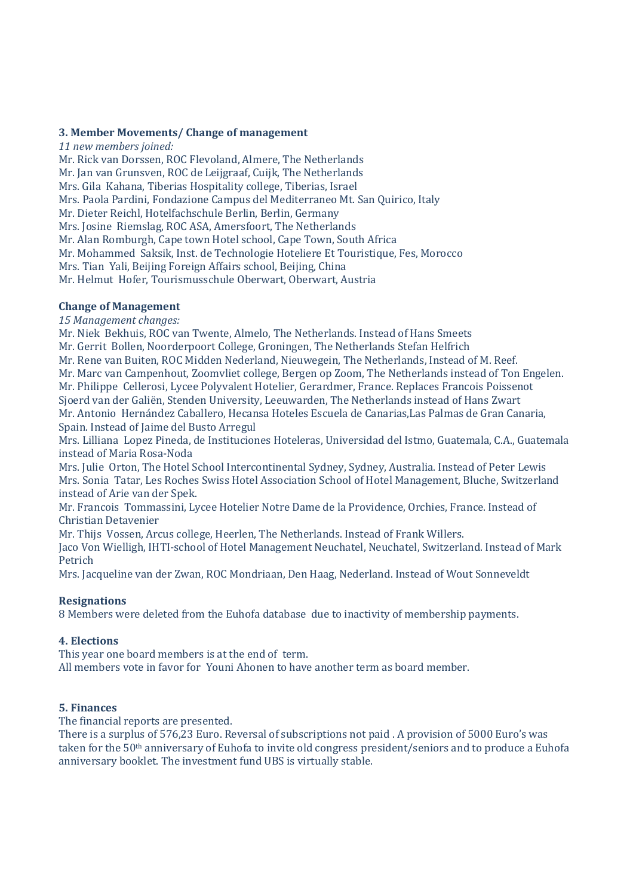### 3. Member Movements/ Change of management

*11 new members joined:*

Mr. Rick van Dorssen, ROC Flevoland, Almere, The Netherlands
Mr. Jan van Grunsven, ROC de Leijgraaf, Cuijk, The Netherlands
Mrs. Gila Kahana, Tiberias Hospitality college, Tiberias, Israel
Mrs. Paola Pardini, Fondazione Campus del Mediterraneo Mt. San Quirico, Italy
Mr. Dieter Reichl, Hotelfachschule Berlin, Berlin, Germany
Mrs. Josine Riemslag, ROC ASA, Amersfoort, The Netherlands
Mr. Alan Romburgh, Cape town Hotel school, Cape Town, South Africa
Mr. Mohammed Saksik, Inst. de Technologie Hoteliere Et Touristique, Fes, Morocco
Mrs. Tian Yali, Beijing Foreign Affairs school, Beijing, China
Mr. Helmut Hofer, Tourismusschule Oberwart, Oberwart, Austria

### Change of Management

*15 Management changes:*

Mr. Niek Bekhuis, ROC van Twente, Almelo, The Netherlands. Instead of Hans Smeets
Mr. Gerrit Bollen, Noorderpoort College, Groningen, The Netherlands Stefan Helfrich
Mr. Rene van Buiten, ROC Midden Nederland, Nieuwegein, The Netherlands, Instead of M. Reef.
Mr. Marc van Campenhout, Zoomvliet college, Bergen op Zoom, The Netherlands instead of Ton Engelen.
Mr. Philippe Cellerosi, Lycee Polyvalent Hotelier, Gerardmer, France. Replaces Francois Poissenot
Sjoerd van der Galiën, Stenden University, Leeuwarden, The Netherlands instead of Hans Zwart
Mr. Antonio Hernández Caballero, Hecansa Hoteles Escuela de Canarias,Las Palmas de Gran Canaria, Spain. Instead of Jaime del Busto Arregul
Mrs. Lilliana Lopez Pineda, de Instituciones Hoteleras, Universidad del Istmo, Guatemala, C.A., Guatemala instead of Maria Rosa-Noda
Mrs. Julie Orton, The Hotel School Intercontinental Sydney, Sydney, Australia. Instead of Peter Lewis
Mrs. Sonia Tatar, Les Roches Swiss Hotel Association School of Hotel Management, Bluche, Switzerland instead of Arie van der Spek.
Mr. Francois Tommassini, Lycee Hotelier Notre Dame de la Providence, Orchies, France. Instead of Christian Detavenier
Mr. Thijs Vossen, Arcus college, Heerlen, The Netherlands. Instead of Frank Willers.
Jaco Von Wielligh, IHTI-school of Hotel Management Neuchatel, Neuchatel, Switzerland. Instead of Mark Petrich
Mrs. Jacqueline van der Zwan, ROC Mondriaan, Den Haag, Nederland. Instead of Wout Sonneveldt

### Resignations

8 Members were deleted from the Euhofa database due to inactivity of membership payments.

### 4. Elections

This year one board members is at the end of term.
All members vote in favor for Youni Ahonen to have another term as board member.

### 5. Finances

The financial reports are presented.
There is a surplus of 576,23 Euro. Reversal of subscriptions not paid . A provision of 5000 Euro's was taken for the 50th anniversary of Euhofa to invite old congress president/seniors and to produce a Euhofa anniversary booklet. The investment fund UBS is virtually stable.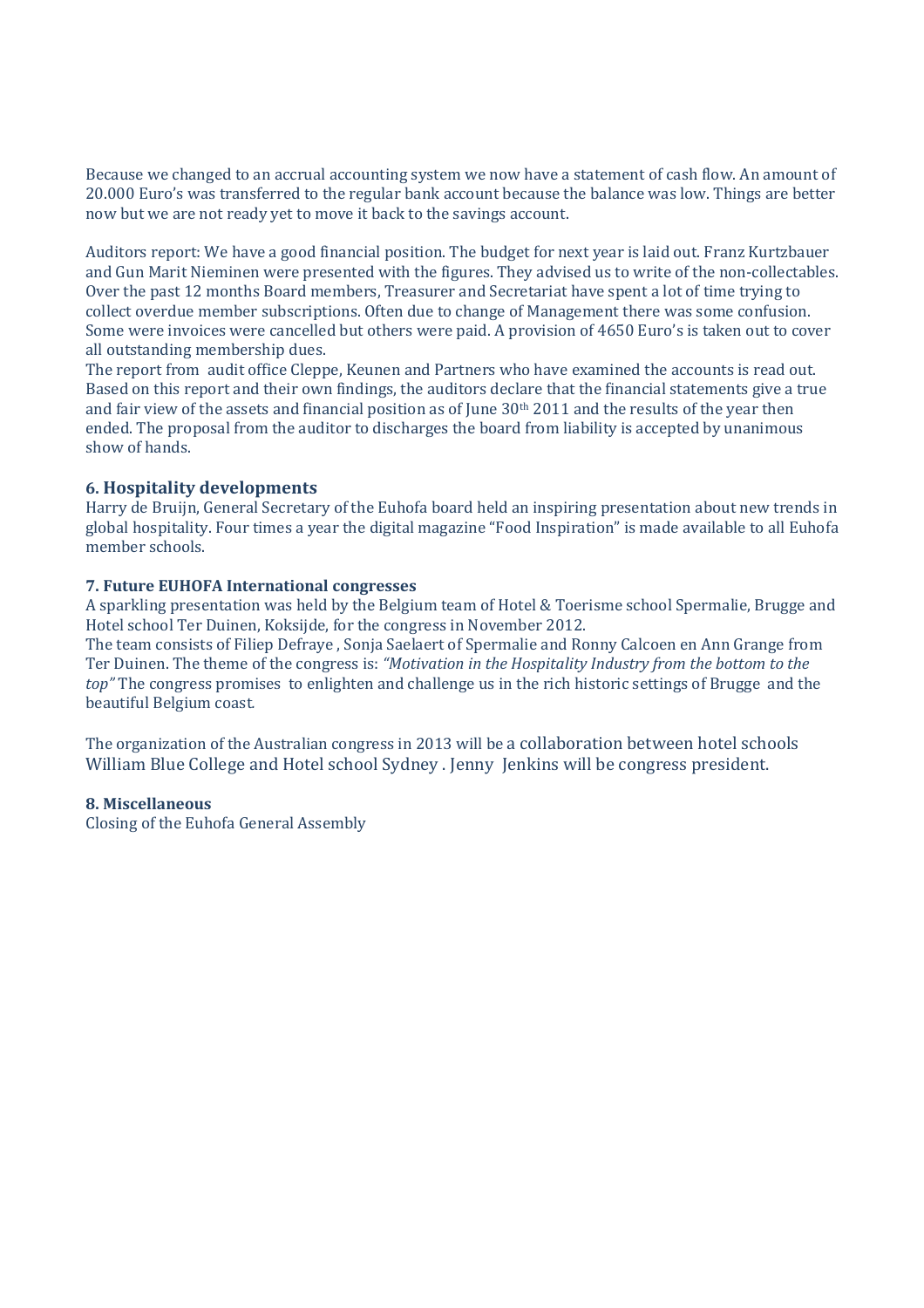Because we changed to an accrual accounting system we now have a statement of cash flow. An amount of 20.000 Euro's was transferred to the regular bank account because the balance was low. Things are better now but we are not ready yet to move it back to the savings account.

Auditors report: We have a good financial position. The budget for next year is laid out. Franz Kurtzbauer and Gun Marit Nieminen were presented with the figures. They advised us to write of the non-collectables. Over the past 12 months Board members, Treasurer and Secretariat have spent a lot of time trying to collect overdue member subscriptions. Often due to change of Management there was some confusion. Some were invoices were cancelled but others were paid. A provision of 4650 Euro's is taken out to cover all outstanding membership dues.
The report from audit office Cleppe, Keunen and Partners who have examined the accounts is read out. Based on this report and their own findings, the auditors declare that the financial statements give a true and fair view of the assets and financial position as of June 30th 2011 and the results of the year then ended. The proposal from the auditor to discharges the board from liability is accepted by unanimous show of hands.

## 6. Hospitality developments

Harry de Bruijn, General Secretary of the Euhofa board held an inspiring presentation about new trends in global hospitality. Four times a year the digital magazine "Food Inspiration" is made available to all Euhofa member schools.

### 7. Future EUHOFA International congresses

A sparkling presentation was held by the Belgium team of Hotel & Toerisme school Spermalie, Brugge and Hotel school Ter Duinen, Koksijde, for the congress in November 2012.
The team consists of Filiep Defraye , Sonja Saelaert of Spermalie and Ronny Calcoen en Ann Grange from Ter Duinen. The theme of the congress is: *"Motivation in the Hospitality Industry from the bottom to the top"* The congress promises to enlighten and challenge us in the rich historic settings of Brugge and the beautiful Belgium coast.

The organization of the Australian congress in 2013 will be a collaboration between hotel schools William Blue College and Hotel school Sydney . Jenny Jenkins will be congress president.

### 8. Miscellaneous

Closing of the Euhofa General Assembly